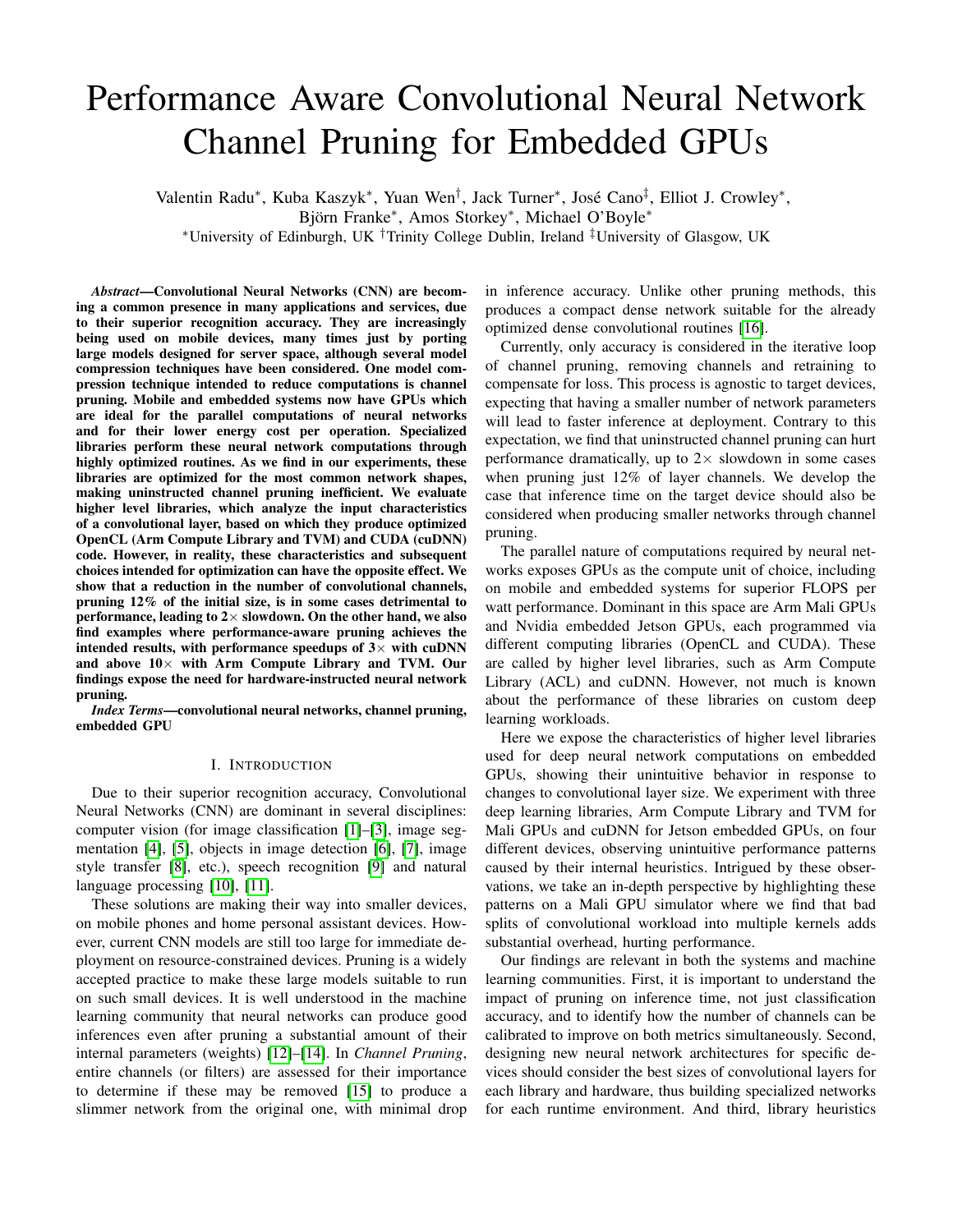# Performance Aware Convolutional Neural Network Channel Pruning for Embedded GPUs

Valentin Radu[*], Kuba Kaszyk[*], Yuan Wen[†], Jack Turner[*], José Cano[‡], Elliot J. Crowley[*], Björn Franke[*], Amos Storkey[*], Michael O'Boyle[*]

[*]University of Edinburgh, UK [†]Trinity College Dublin, Ireland [‡]University of Glasgow, UK

***Abstract*—Convolutional Neural Networks (CNN) are becoming a common presence in many applications and services, due to their superior recognition accuracy. They are increasingly being used on mobile devices, many times just by porting large models designed for server space, although several model compression techniques have been considered. One model compression technique intended to reduce computations is channel pruning. Mobile and embedded systems now have GPUs which are ideal for the parallel computations of neural networks and for their lower energy cost per operation. Specialized libraries perform these neural network computations through highly optimized routines. As we find in our experiments, these libraries are optimized for the most common network shapes, making uninstructed channel pruning inefficient. We evaluate higher level libraries, which analyze the input characteristics of a convolutional layer, based on which they produce optimized OpenCL (Arm Compute Library and TVM) and CUDA (cuDNN) code. However, in reality, these characteristics and subsequent choices intended for optimization can have the opposite effect. We show that a reduction in the number of convolutional channels, pruning 12% of the initial size, is in some cases detrimental to performance, leading to 2× slowdown. On the other hand, we also find examples where performance-aware pruning achieves the intended results, with performance speedups of 3× with cuDNN and above 10× with Arm Compute Library and TVM. Our findings expose the need for hardware-instructed neural network pruning.**

***Index Terms*—convolutional neural networks, channel pruning, embedded GPU**

## I. Introduction

Due to their superior recognition accuracy, Convolutional Neural Networks (CNN) are dominant in several disciplines: computer vision (for image classification [1]–[3], image segmentation [4], [5], objects in image detection [6], [7], image style transfer [8], etc.), speech recognition [9] and natural language processing [10], [11].

These solutions are making their way into smaller devices, on mobile phones and home personal assistant devices. However, current CNN models are still too large for immediate deployment on resource-constrained devices. Pruning is a widely accepted practice to make these large models suitable to run on such small devices. It is well understood in the machine learning community that neural networks can produce good inferences even after pruning a substantial amount of their internal parameters (weights) [12]–[14]. In *Channel Pruning*, entire channels (or filters) are assessed for their importance to determine if these may be removed [15] to produce a slimmer network from the original one, with minimal drop in inference accuracy. Unlike other pruning methods, this produces a compact dense network suitable for the already optimized dense convolutional routines [16].

Currently, only accuracy is considered in the iterative loop of channel pruning, removing channels and retraining to compensate for loss. This process is agnostic to target devices, expecting that having a smaller number of network parameters will lead to faster inference at deployment. Contrary to this expectation, we find that uninstructed channel pruning can hurt performance dramatically, up to 2× slowdown in some cases when pruning just 12% of layer channels. We develop the case that inference time on the target device should also be considered when producing smaller networks through channel pruning.

The parallel nature of computations required by neural networks exposes GPUs as the compute unit of choice, including on mobile and embedded systems for superior FLOPS per watt performance. Dominant in this space are Arm Mali GPUs and Nvidia embedded Jetson GPUs, each programmed via different computing libraries (OpenCL and CUDA). These are called by higher level libraries, such as Arm Compute Library (ACL) and cuDNN. However, not much is known about the performance of these libraries on custom deep learning workloads.

Here we expose the characteristics of higher level libraries used for deep neural network computations on embedded GPUs, showing their unintuitive behavior in response to changes to convolutional layer size. We experiment with three deep learning libraries, Arm Compute Library and TVM for Mali GPUs and cuDNN for Jetson embedded GPUs, on four different devices, observing unintuitive performance patterns caused by their internal heuristics. Intrigued by these observations, we take an in-depth perspective by highlighting these patterns on a Mali GPU simulator where we find that bad splits of convolutional workload into multiple kernels adds substantial overhead, hurting performance.

Our findings are relevant in both the systems and machine learning communities. First, it is important to understand the impact of pruning on inference time, not just classification accuracy, and to identify how the number of channels can be calibrated to improve on both metrics simultaneously. Second, designing new neural network architectures for specific devices should consider the best sizes of convolutional layers for each library and hardware, thus building specialized networks for each runtime environment. And third, library heuristics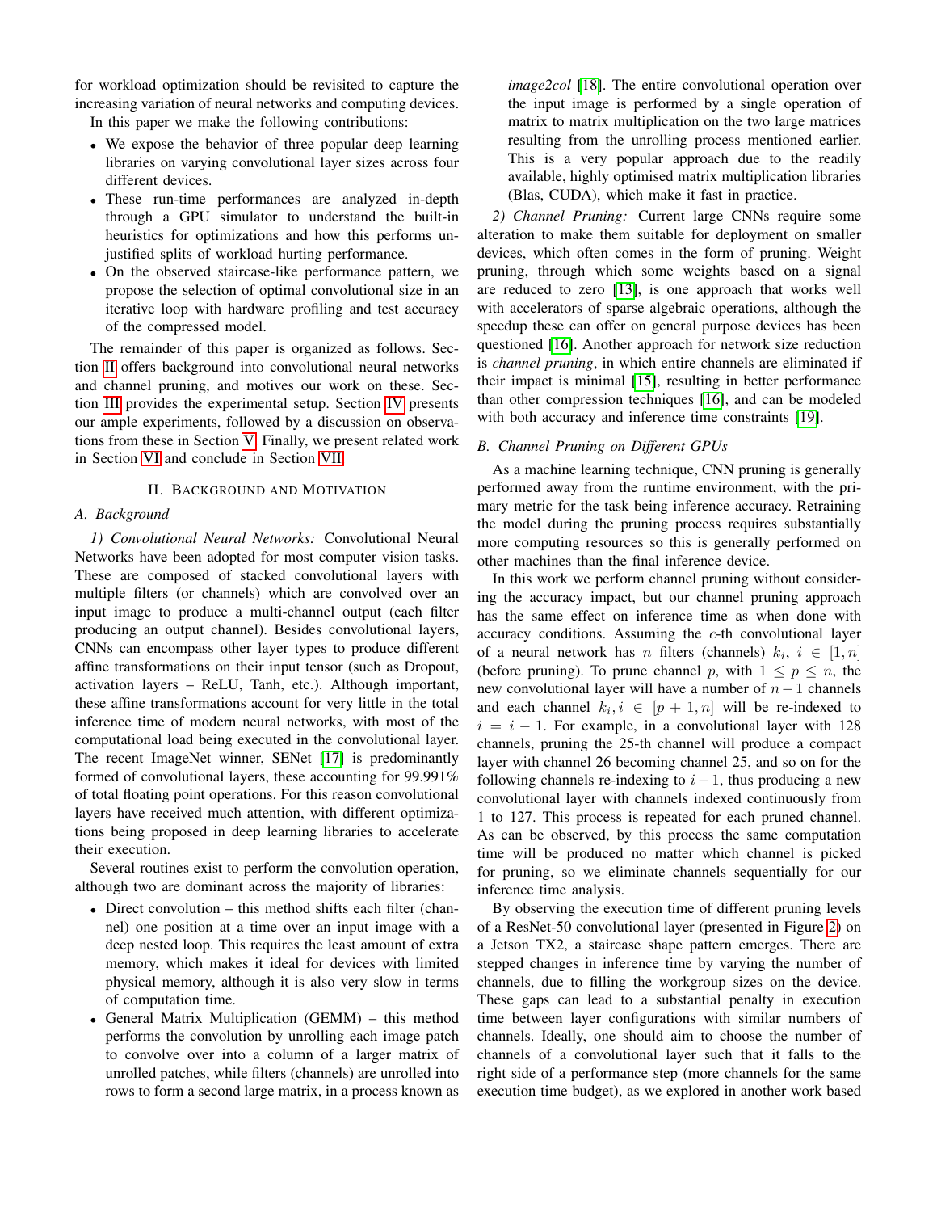for workload optimization should be revisited to capture the increasing variation of neural networks and computing devices.

In this paper we make the following contributions:

- We expose the behavior of three popular deep learning libraries on varying convolutional layer sizes across four different devices.
- These run-time performances are analyzed in-depth through a GPU simulator to understand the built-in heuristics for optimizations and how this performs unjustified splits of workload hurting performance.
- On the observed staircase-like performance pattern, we propose the selection of optimal convolutional size in an iterative loop with hardware profiling and test accuracy of the compressed model.

The remainder of this paper is organized as follows. Section II offers background into convolutional neural networks and channel pruning, and motives our work on these. Section III provides the experimental setup. Section IV presents our ample experiments, followed by a discussion on observations from these in Section V. Finally, we present related work in Section VI and conclude in Section VII.

## II. Background and Motivation

### A. Background

*1) Convolutional Neural Networks:* Convolutional Neural Networks have been adopted for most computer vision tasks. These are composed of stacked convolutional layers with multiple filters (or channels) which are convolved over an input image to produce a multi-channel output (each filter producing an output channel). Besides convolutional layers, CNNs can encompass other layer types to produce different affine transformations on their input tensor (such as Dropout, activation layers – ReLU, Tanh, etc.). Although important, these affine transformations account for very little in the total inference time of modern neural networks, with most of the computational load being executed in the convolutional layer. The recent ImageNet winner, SENet [17] is predominantly formed of convolutional layers, these accounting for 99.991% of total floating point operations. For this reason convolutional layers have received much attention, with different optimizations being proposed in deep learning libraries to accelerate their execution.

Several routines exist to perform the convolution operation, although two are dominant across the majority of libraries:

- Direct convolution – this method shifts each filter (channel) one position at a time over an input image with a deep nested loop. This requires the least amount of extra memory, which makes it ideal for devices with limited physical memory, although it is also very slow in terms of computation time.
- General Matrix Multiplication (GEMM) – this method performs the convolution by unrolling each image patch to convolve over into a column of a larger matrix of unrolled patches, while filters (channels) are unrolled into rows to form a second large matrix, in a process known as *image2col* [18]. The entire convolutional operation over the input image is performed by a single operation of matrix to matrix multiplication on the two large matrices resulting from the unrolling process mentioned earlier. This is a very popular approach due to the readily available, highly optimised matrix multiplication libraries (Blas, CUDA), which make it fast in practice.

*2) Channel Pruning:* Current large CNNs require some alteration to make them suitable for deployment on smaller devices, which often comes in the form of pruning. Weight pruning, through which some weights based on a signal are reduced to zero [13], is one approach that works well with accelerators of sparse algebraic operations, although the speedup these can offer on general purpose devices has been questioned [16]. Another approach for network size reduction is *channel pruning*, in which entire channels are eliminated if their impact is minimal [15], resulting in better performance than other compression techniques [16], and can be modeled with both accuracy and inference time constraints [19].

### B. Channel Pruning on Different GPUs

As a machine learning technique, CNN pruning is generally performed away from the runtime environment, with the primary metric for the task being inference accuracy. Retraining the model during the pruning process requires substantially more computing resources so this is generally performed on other machines than the final inference device.

In this work we perform channel pruning without considering the accuracy impact, but our channel pruning approach has the same effect on inference time as when done with accuracy conditions. Assuming the $c$-th convolutional layer of a neural network has $n$ filters (channels) $k_i$, $i \in [1, n]$ (before pruning). To prune channel $p$, with $1 \leq p \leq n$, the new convolutional layer will have a number of $n-1$ channels and each channel $k_i, i \in [p+1, n]$ will be re-indexed to $i = i - 1$. For example, in a convolutional layer with 128 channels, pruning the 25-th channel will produce a compact layer with channel 26 becoming channel 25, and so on for the following channels re-indexing to $i-1$, thus producing a new convolutional layer with channels indexed continuously from 1 to 127. This process is repeated for each pruned channel. As can be observed, by this process the same computation time will be produced no matter which channel is picked for pruning, so we eliminate channels sequentially for our inference time analysis.

By observing the execution time of different pruning levels of a ResNet-50 convolutional layer (presented in Figure 2) on a Jetson TX2, a staircase shape pattern emerges. There are stepped changes in inference time by varying the number of channels, due to filling the workgroup sizes on the device. These gaps can lead to a substantial penalty in execution time between layer configurations with similar numbers of channels. Ideally, one should aim to choose the number of channels of a convolutional layer such that it falls to the right side of a performance step (more channels for the same execution time budget), as we explored in another work based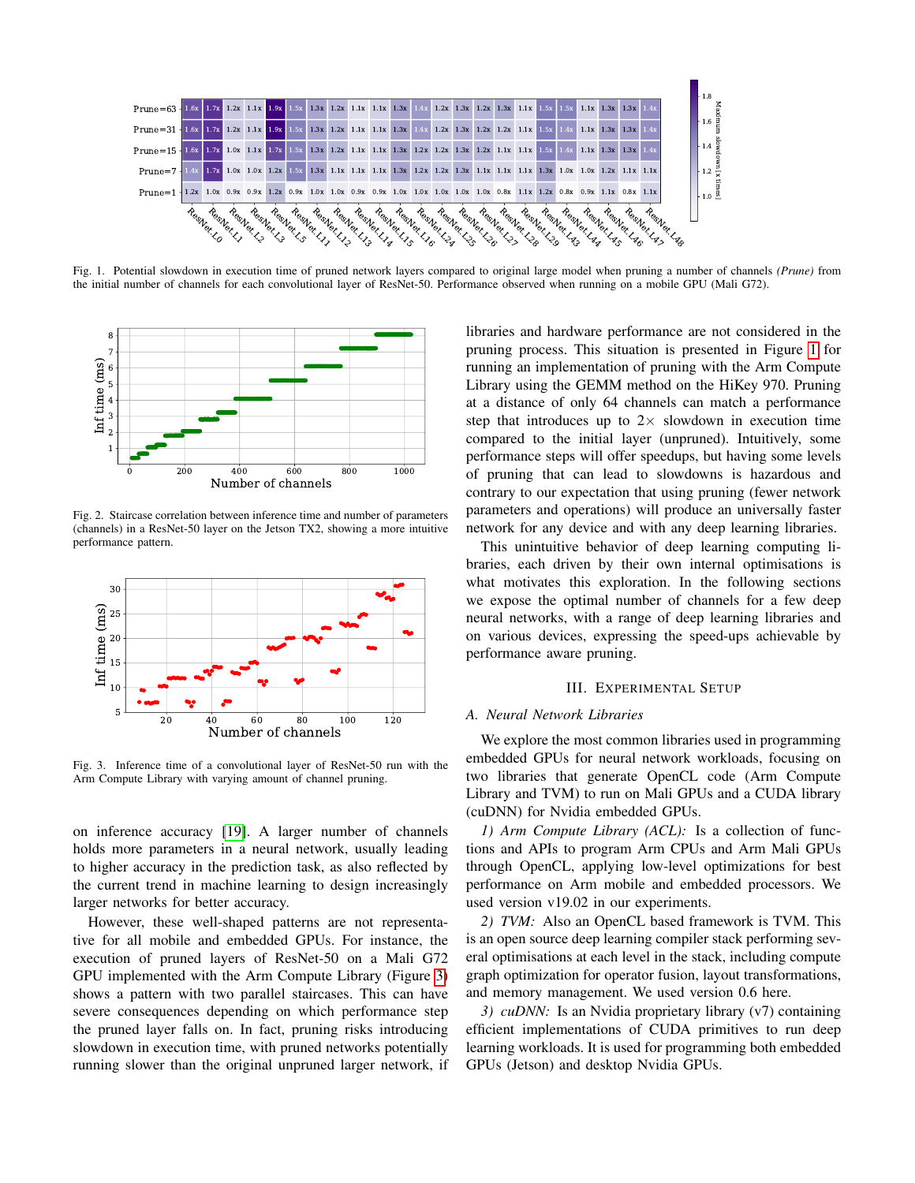Fig. 1. Potential slowdown in execution time of pruned network layers compared to original large model when pruning a number of channels *(Prune)* from the initial number of channels for each convolutional layer of ResNet-50. Performance observed when running on a mobile GPU (Mali G72).

Fig. 2. Staircase correlation between inference time and number of parameters (channels) in a ResNet-50 layer on the Jetson TX2, showing a more intuitive performance pattern.

Fig. 3. Inference time of a convolutional layer of ResNet-50 run with the Arm Compute Library with varying amount of channel pruning.

on inference accuracy [19]. A larger number of channels holds more parameters in a neural network, usually leading to higher accuracy in the prediction task, as also reflected by the current trend in machine learning to design increasingly larger networks for better accuracy.

However, these well-shaped patterns are not representative for all mobile and embedded GPUs. For instance, the execution of pruned layers of ResNet-50 on a Mali G72 GPU implemented with the Arm Compute Library (Figure 3) shows a pattern with two parallel staircases. This can have severe consequences depending on which performance step the pruned layer falls on. In fact, pruning risks introducing slowdown in execution time, with pruned networks potentially running slower than the original unpruned larger network, if libraries and hardware performance are not considered in the pruning process. This situation is presented in Figure 1 for running an implementation of pruning with the Arm Compute Library using the GEMM method on the HiKey 970. Pruning at a distance of only 64 channels can match a performance step that introduces up to 2× slowdown in execution time compared to the initial layer (unpruned). Intuitively, some performance steps will offer speedups, but having some levels of pruning that can lead to slowdowns is hazardous and contrary to our expectation that using pruning (fewer network parameters and operations) will produce an universally faster network for any device and with any deep learning libraries.

This unintuitive behavior of deep learning computing libraries, each driven by their own internal optimisations is what motivates this exploration. In the following sections we expose the optimal number of channels for a few deep neural networks, with a range of deep learning libraries and on various devices, expressing the speed-ups achievable by performance aware pruning.

## III. Experimental Setup

### A. Neural Network Libraries

We explore the most common libraries used in programming embedded GPUs for neural network workloads, focusing on two libraries that generate OpenCL code (Arm Compute Library and TVM) to run on Mali GPUs and a CUDA library (cuDNN) for Nvidia embedded GPUs.

*1) Arm Compute Library (ACL):* Is a collection of functions and APIs to program Arm CPUs and Arm Mali GPUs through OpenCL, applying low-level optimizations for best performance on Arm mobile and embedded processors. We used version v19.02 in our experiments.

*2) TVM:* Also an OpenCL based framework is TVM. This is an open source deep learning compiler stack performing several optimisations at each level in the stack, including compute graph optimization for operator fusion, layout transformations, and memory management. We used version 0.6 here.

*3) cuDNN:* Is an Nvidia proprietary library (v7) containing efficient implementations of CUDA primitives to run deep learning workloads. It is used for programming both embedded GPUs (Jetson) and desktop Nvidia GPUs.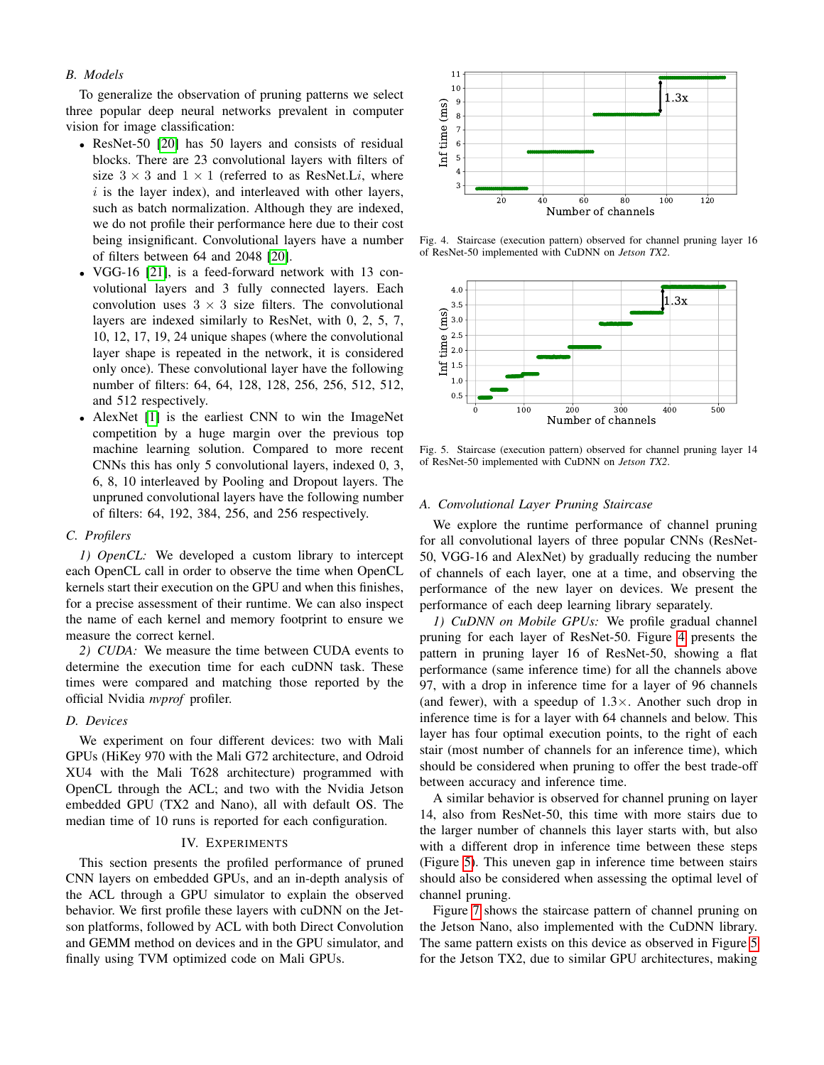### B. Models

To generalize the observation of pruning patterns we select three popular deep neural networks prevalent in computer vision for image classification:

- ResNet-50 [20] has 50 layers and consists of residual blocks. There are 23 convolutional layers with filters of size $3 \times 3$ and $1 \times 1$ (referred to as ResNet.L$i$, where $i$ is the layer index), and interleaved with other layers, such as batch normalization. Although they are indexed, we do not profile their performance here due to their cost being insignificant. Convolutional layers have a number of filters between 64 and 2048 [20].
- VGG-16 [21], is a feed-forward network with 13 convolutional layers and 3 fully connected layers. Each convolution uses $3 \times 3$ size filters. The convolutional layers are indexed similarly to ResNet, with 0, 2, 5, 7, 10, 12, 17, 19, 24 unique shapes (where the convolutional layer shape is repeated in the network, it is considered only once). These convolutional layer have the following number of filters: 64, 64, 128, 128, 256, 256, 512, 512, and 512 respectively.
- AlexNet [1] is the earliest CNN to win the ImageNet competition by a huge margin over the previous top machine learning solution. Compared to more recent CNNs this has only 5 convolutional layers, indexed 0, 3, 6, 8, 10 interleaved by Pooling and Dropout layers. The unpruned convolutional layers have the following number of filters: 64, 192, 384, 256, and 256 respectively.

### C. Profilers

*1) OpenCL:* We developed a custom library to intercept each OpenCL call in order to observe the time when OpenCL kernels start their execution on the GPU and when this finishes, for a precise assessment of their runtime. We can also inspect the name of each kernel and memory footprint to ensure we measure the correct kernel.

*2) CUDA:* We measure the time between CUDA events to determine the execution time for each cuDNN task. These times were compared and matching those reported by the official Nvidia *nvprof* profiler.

### D. Devices

We experiment on four different devices: two with Mali GPUs (HiKey 970 with the Mali G72 architecture, and Odroid XU4 with the Mali T628 architecture) programmed with OpenCL through the ACL; and two with the Nvidia Jetson embedded GPU (TX2 and Nano), all with default OS. The median time of 10 runs is reported for each configuration.

## IV. Experiments

This section presents the profiled performance of pruned CNN layers on embedded GPUs, and an in-depth analysis of the ACL through a GPU simulator to explain the observed behavior. We first profile these layers with cuDNN on the Jetson platforms, followed by ACL with both Direct Convolution and GEMM method on devices and in the GPU simulator, and finally using TVM optimized code on Mali GPUs.

Fig. 4. Staircase (execution pattern) observed for channel pruning layer 16 of ResNet-50 implemented with CuDNN on *Jetson TX2*.

Fig. 5. Staircase (execution pattern) observed for channel pruning layer 14 of ResNet-50 implemented with CuDNN on *Jetson TX2*.

### A. Convolutional Layer Pruning Staircase

We explore the runtime performance of channel pruning for all convolutional layers of three popular CNNs (ResNet-50, VGG-16 and AlexNet) by gradually reducing the number of channels of each layer, one at a time, and observing the performance of the new layer on devices. We present the performance of each deep learning library separately.

*1) CuDNN on Mobile GPUs:* We profile gradual channel pruning for each layer of ResNet-50. Figure 4 presents the pattern in pruning layer 16 of ResNet-50, showing a flat performance (same inference time) for all the channels above 97, with a drop in inference time for a layer of 96 channels (and fewer), with a speedup of 1.3×. Another such drop in inference time is for a layer with 64 channels and below. This layer has four optimal execution points, to the right of each stair (most number of channels for an inference time), which should be considered when pruning to offer the best trade-off between accuracy and inference time.

A similar behavior is observed for channel pruning on layer 14, also from ResNet-50, this time with more stairs due to the larger number of channels this layer starts with, but also with a different drop in inference time between these steps (Figure 5). This uneven gap in inference time between stairs should also be considered when assessing the optimal level of channel pruning.

Figure 7 shows the staircase pattern of channel pruning on the Jetson Nano, also implemented with the CuDNN library. The same pattern exists on this device as observed in Figure 5 for the Jetson TX2, due to similar GPU architectures, making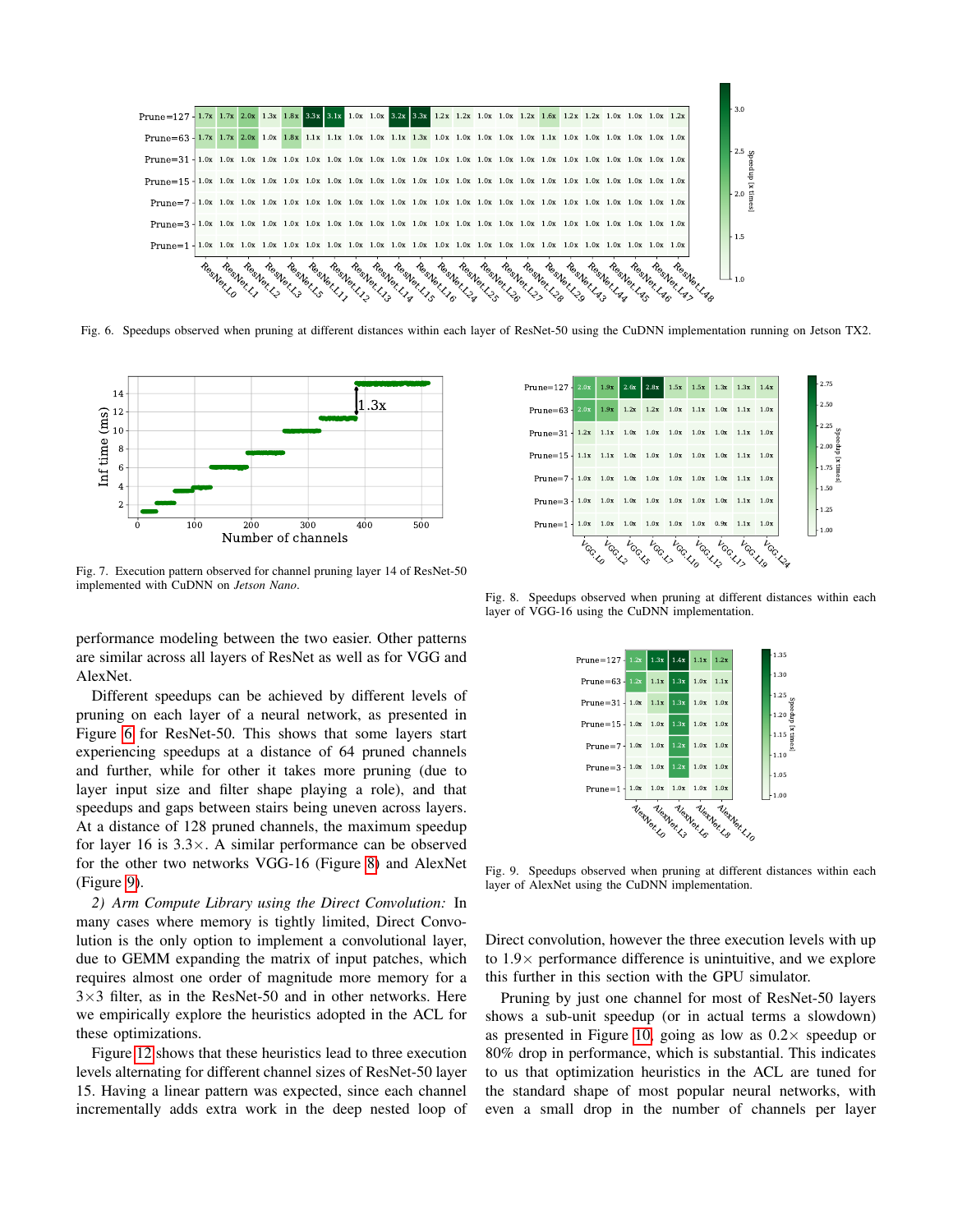Fig. 6. Speedups observed when pruning at different distances within each layer of ResNet-50 using the CuDNN implementation running on Jetson TX2.

Fig. 7. Execution pattern observed for channel pruning layer 14 of ResNet-50 implemented with CuDNN on *Jetson Nano*.

Fig. 8. Speedups observed when pruning at different distances within each layer of VGG-16 using the CuDNN implementation.

Fig. 9. Speedups observed when pruning at different distances within each layer of AlexNet using the CuDNN implementation.

performance modeling between the two easier. Other patterns are similar across all layers of ResNet as well as for VGG and AlexNet.

Different speedups can be achieved by different levels of pruning on each layer of a neural network, as presented in Figure 6 for ResNet-50. This shows that some layers start experiencing speedups at a distance of 64 pruned channels and further, while for other it takes more pruning (due to layer input size and filter shape playing a role), and that speedups and gaps between stairs being uneven across layers. At a distance of 128 pruned channels, the maximum speedup for layer 16 is 3.3×. A similar performance can be observed for the other two networks VGG-16 (Figure 8) and AlexNet (Figure 9).

*2) Arm Compute Library using the Direct Convolution:* In many cases where memory is tightly limited, Direct Convolution is the only option to implement a convolutional layer, due to GEMM expanding the matrix of input patches, which requires almost one order of magnitude more memory for a 3×3 filter, as in the ResNet-50 and in other networks. Here we empirically explore the heuristics adopted in the ACL for these optimizations.

Figure 12 shows that these heuristics lead to three execution levels alternating for different channel sizes of ResNet-50 layer 15. Having a linear pattern was expected, since each channel incrementally adds extra work in the deep nested loop of Direct convolution, however the three execution levels with up to 1.9× performance difference is unintuitive, and we explore this further in this section with the GPU simulator.

Pruning by just one channel for most of ResNet-50 layers shows a sub-unit speedup (or in actual terms a slowdown) as presented in Figure 10, going as low as 0.2× speedup or 80% drop in performance, which is substantial. This indicates to us that optimization heuristics in the ACL are tuned for the standard shape of most popular neural networks, with even a small drop in the number of channels per layer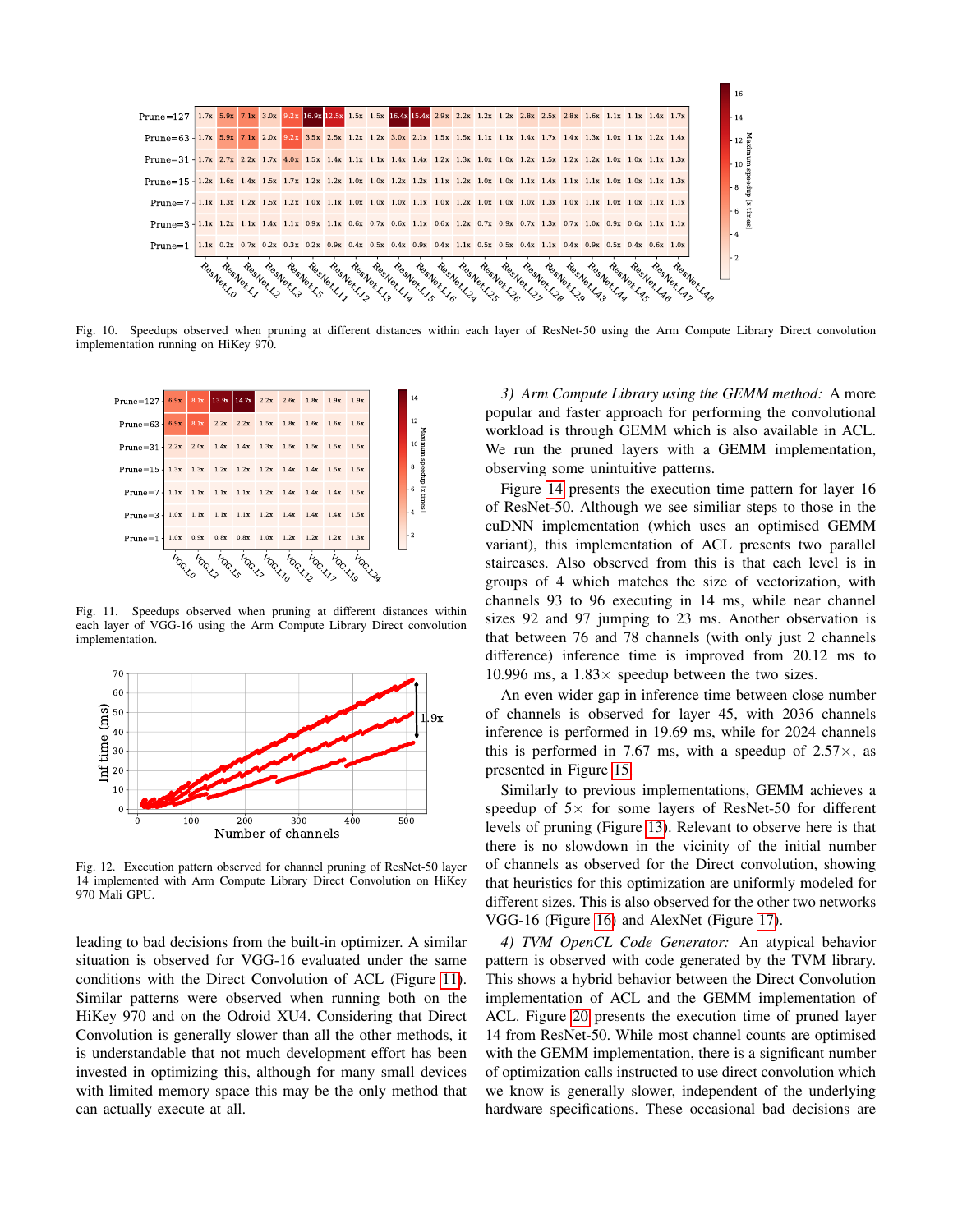Fig. 10. Speedups observed when pruning at different distances within each layer of ResNet-50 using the Arm Compute Library Direct convolution implementation running on HiKey 970.

Fig. 11. Speedups observed when pruning at different distances within each layer of VGG-16 using the Arm Compute Library Direct convolution implementation.

Fig. 12. Execution pattern observed for channel pruning of ResNet-50 layer 14 implemented with Arm Compute Library Direct Convolution on HiKey 970 Mali GPU.

leading to bad decisions from the built-in optimizer. A similar situation is observed for VGG-16 evaluated under the same conditions with the Direct Convolution of ACL (Figure 11). Similar patterns were observed when running both on the HiKey 970 and on the Odroid XU4. Considering that Direct Convolution is generally slower than all the other methods, it is understandable that not much development effort has been invested in optimizing this, although for many small devices with limited memory space this may be the only method that can actually execute at all.

*3) Arm Compute Library using the GEMM method:* A more popular and faster approach for performing the convolutional workload is through GEMM which is also available in ACL. We run the pruned layers with a GEMM implementation, observing some unintuitive patterns.

Figure 14 presents the execution time pattern for layer 16 of ResNet-50. Although we see similiar steps to those in the cuDNN implementation (which uses an optimised GEMM variant), this implementation of ACL presents two parallel staircases. Also observed from this is that each level is in groups of 4 which matches the size of vectorization, with channels 93 to 96 executing in 14 ms, while near channel sizes 92 and 97 jumping to 23 ms. Another observation is that between 76 and 78 channels (with only just 2 channels difference) inference time is improved from 20.12 ms to 10.996 ms, a 1.83× speedup between the two sizes.

An even wider gap in inference time between close number of channels is observed for layer 45, with 2036 channels inference is performed in 19.69 ms, while for 2024 channels this is performed in 7.67 ms, with a speedup of 2.57×, as presented in Figure 15.

Similarly to previous implementations, GEMM achieves a speedup of 5× for some layers of ResNet-50 for different levels of pruning (Figure 13). Relevant to observe here is that there is no slowdown in the vicinity of the initial number of channels as observed for the Direct convolution, showing that heuristics for this optimization are uniformly modeled for different sizes. This is also observed for the other two networks VGG-16 (Figure 16) and AlexNet (Figure 17).

*4) TVM OpenCL Code Generator:* An atypical behavior pattern is observed with code generated by the TVM library. This shows a hybrid behavior between the Direct Convolution implementation of ACL and the GEMM implementation of ACL. Figure 20 presents the execution time of pruned layer 14 from ResNet-50. While most channel counts are optimised with the GEMM implementation, there is a significant number of optimization calls instructed to use direct convolution which we know is generally slower, independent of the underlying hardware specifications. These occasional bad decisions are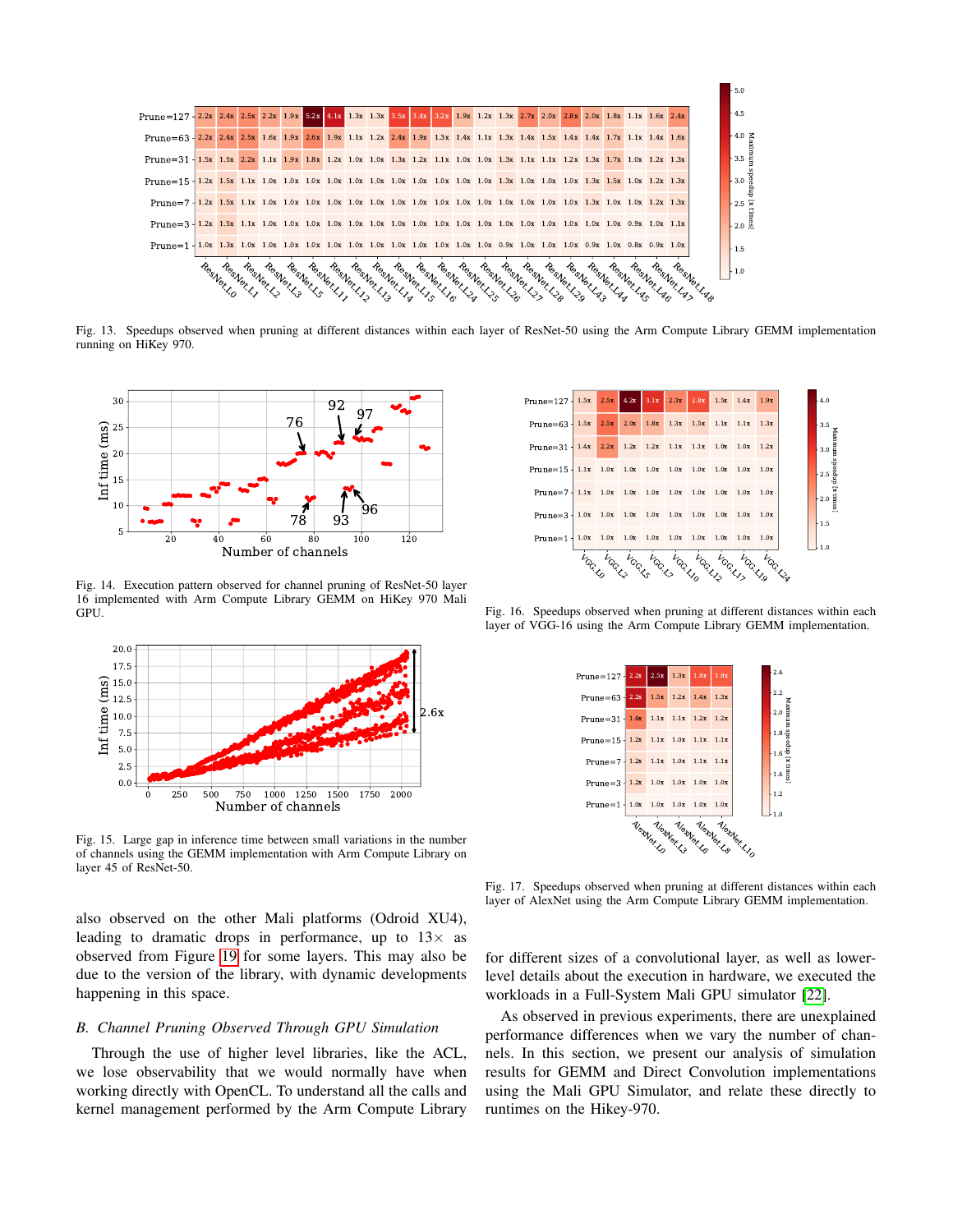Fig. 13. Speedups observed when pruning at different distances within each layer of ResNet-50 using the Arm Compute Library GEMM implementation running on HiKey 970.

Fig. 14. Execution pattern observed for channel pruning of ResNet-50 layer 16 implemented with Arm Compute Library GEMM on HiKey 970 Mali GPU.

Fig. 15. Large gap in inference time between small variations in the number of channels using the GEMM implementation with Arm Compute Library on layer 45 of ResNet-50.

Fig. 16. Speedups observed when pruning at different distances within each layer of VGG-16 using the Arm Compute Library GEMM implementation.

Fig. 17. Speedups observed when pruning at different distances within each layer of AlexNet using the Arm Compute Library GEMM implementation.

also observed on the other Mali platforms (Odroid XU4), leading to dramatic drops in performance, up to 13× as observed from Figure 19 for some layers. This may also be due to the version of the library, with dynamic developments happening in this space.

### *B. Channel Pruning Observed Through GPU Simulation*

Through the use of higher level libraries, like the ACL, we lose observability that we would normally have when working directly with OpenCL. To understand all the calls and kernel management performed by the Arm Compute Library for different sizes of a convolutional layer, as well as lower-level details about the execution in hardware, we executed the workloads in a Full-System Mali GPU simulator [22].

As observed in previous experiments, there are unexplained performance differences when we vary the number of channels. In this section, we present our analysis of simulation results for GEMM and Direct Convolution implementations using the Mali GPU Simulator, and relate these directly to runtimes on the Hikey-970.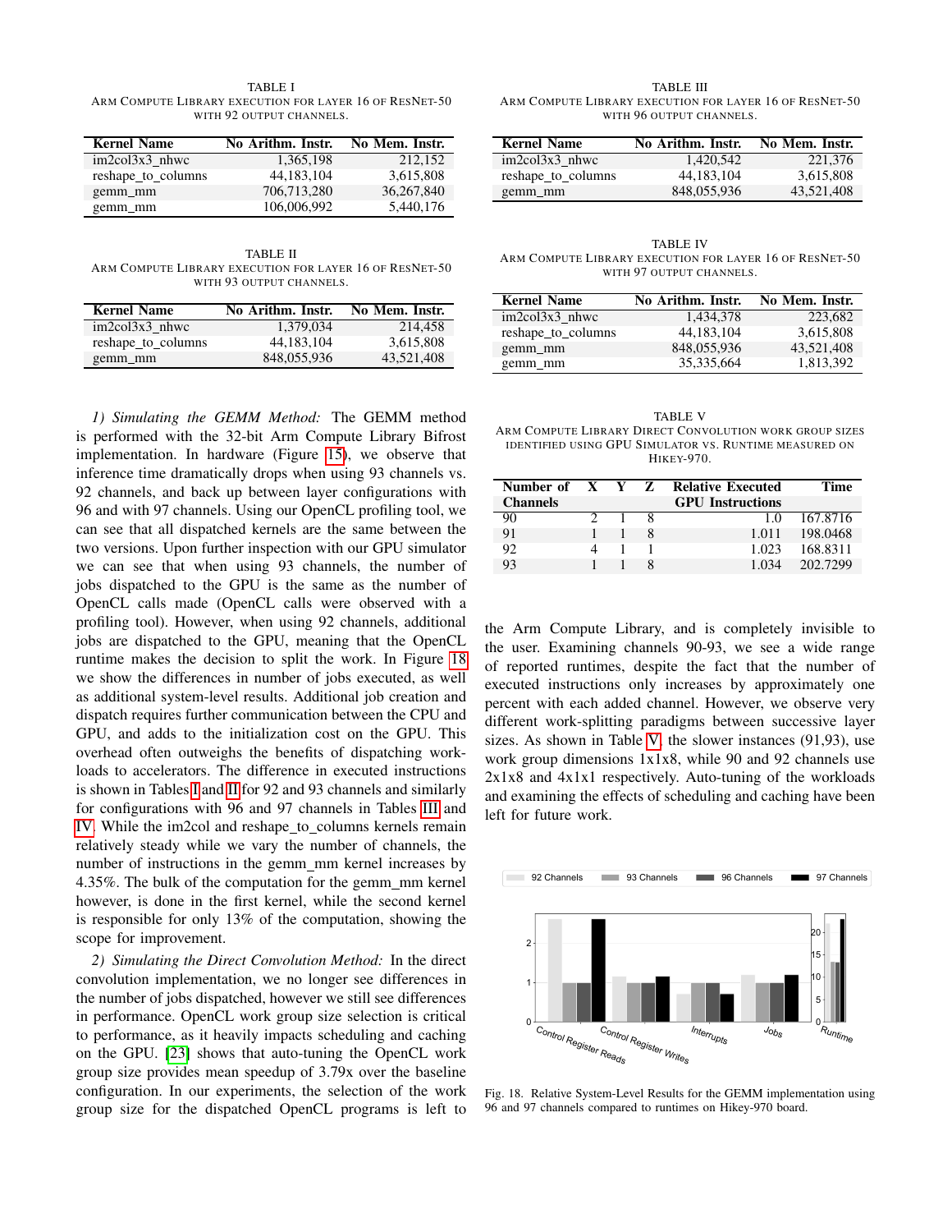TABLE I
ARM COMPUTE LIBRARY EXECUTION FOR LAYER 16 OF RESNET-50 WITH 92 OUTPUT CHANNELS.

| Kernel Name | No Arithm. Instr. | No Mem. Instr. |
|---|---|---|
| im2col3x3_nhwc | 1,365,198 | 212,152 |
| reshape_to_columns | 44,183,104 | 3,615,808 |
| gemm_mm | 706,713,280 | 36,267,840 |
| gemm_mm | 106,006,992 | 5,440,176 |

TABLE II
ARM COMPUTE LIBRARY EXECUTION FOR LAYER 16 OF RESNET-50 WITH 93 OUTPUT CHANNELS.

| Kernel Name | No Arithm. Instr. | No Mem. Instr. |
|---|---|---|
| im2col3x3_nhwc | 1,379,034 | 214,458 |
| reshape_to_columns | 44,183,104 | 3,615,808 |
| gemm_mm | 848,055,936 | 43,521,408 |

*1) Simulating the GEMM Method:* The GEMM method is performed with the 32-bit Arm Compute Library Bifrost implementation. In hardware (Figure 15), we observe that inference time dramatically drops when using 93 channels vs. 92 channels, and back up between layer configurations with 96 and with 97 channels. Using our OpenCL profiling tool, we can see that all dispatched kernels are the same between the two versions. Upon further inspection with our GPU simulator we can see that when using 93 channels, the number of jobs dispatched to the GPU is the same as the number of OpenCL calls made (OpenCL calls were observed with a profiling tool). However, when using 92 channels, additional jobs are dispatched to the GPU, meaning that the OpenCL runtime makes the decision to split the work. In Figure 18 we show the differences in number of jobs executed, as well as additional system-level results. Additional job creation and dispatch requires further communication between the CPU and GPU, and adds to the initialization cost on the GPU. This overhead often outweighs the benefits of dispatching workloads to accelerators. The difference in executed instructions is shown in Tables I and II for 92 and 93 channels and similarly for configurations with 96 and 97 channels in Tables III and IV. While the im2col and reshape_to_columns kernels remain relatively steady while we vary the number of channels, the number of instructions in the gemm_mm kernel increases by 4.35%. The bulk of the computation for the gemm_mm kernel however, is done in the first kernel, while the second kernel is responsible for only 13% of the computation, showing the scope for improvement.

*2) Simulating the Direct Convolution Method:* In the direct convolution implementation, we no longer see differences in the number of jobs dispatched, however we still see differences in performance. OpenCL work group size selection is critical to performance, as it heavily impacts scheduling and caching on the GPU. [23] shows that auto-tuning the OpenCL work group size provides mean speedup of 3.79x over the baseline configuration. In our experiments, the selection of the work group size for the dispatched OpenCL programs is left to the Arm Compute Library, and is completely invisible to the user. Examining channels 90-93, we see a wide range of reported runtimes, despite the fact that the number of executed instructions only increases by approximately one percent with each added channel. However, we observe very different work-splitting paradigms between successive layer sizes. As shown in Table V, the slower instances (91,93), use work group dimensions 1x1x8, while 90 and 92 channels use 2x1x8 and 4x1x1 respectively. Auto-tuning of the workloads and examining the effects of scheduling and caching have been left for future work.

TABLE III
ARM COMPUTE LIBRARY EXECUTION FOR LAYER 16 OF RESNET-50 WITH 96 OUTPUT CHANNELS.

| Kernel Name | No Arithm. Instr. | No Mem. Instr. |
|---|---|---|
| im2col3x3_nhwc | 1,420,542 | 221,376 |
| reshape_to_columns | 44,183,104 | 3,615,808 |
| gemm_mm | 848,055,936 | 43,521,408 |

TABLE IV
ARM COMPUTE LIBRARY EXECUTION FOR LAYER 16 OF RESNET-50 WITH 97 OUTPUT CHANNELS.

| Kernel Name | No Arithm. Instr. | No Mem. Instr. |
|---|---|---|
| im2col3x3_nhwc | 1,434,378 | 223,682 |
| reshape_to_columns | 44,183,104 | 3,615,808 |
| gemm_mm | 848,055,936 | 43,521,408 |
| gemm_mm | 35,335,664 | 1,813,392 |

TABLE V
ARM COMPUTE LIBRARY DIRECT CONVOLUTION WORK GROUP SIZES IDENTIFIED USING GPU SIMULATOR VS. RUNTIME MEASURED ON HIKEY-970.

| Number of Channels | X | Y | Z | Relative Executed GPU Instructions | Time |
|---|---|---|---|---|---|
| 90 | 2 | 1 | 8 | 1.0 | 167.8716 |
| 91 | 1 | 1 | 8 | 1.011 | 198.0468 |
| 92 | 4 | 1 | 1 | 1.023 | 168.8311 |
| 93 | 1 | 1 | 8 | 1.034 | 202.7299 |

Fig. 18. Relative System-Level Results for the GEMM implementation using 96 and 97 channels compared to runtimes on Hikey-970 board.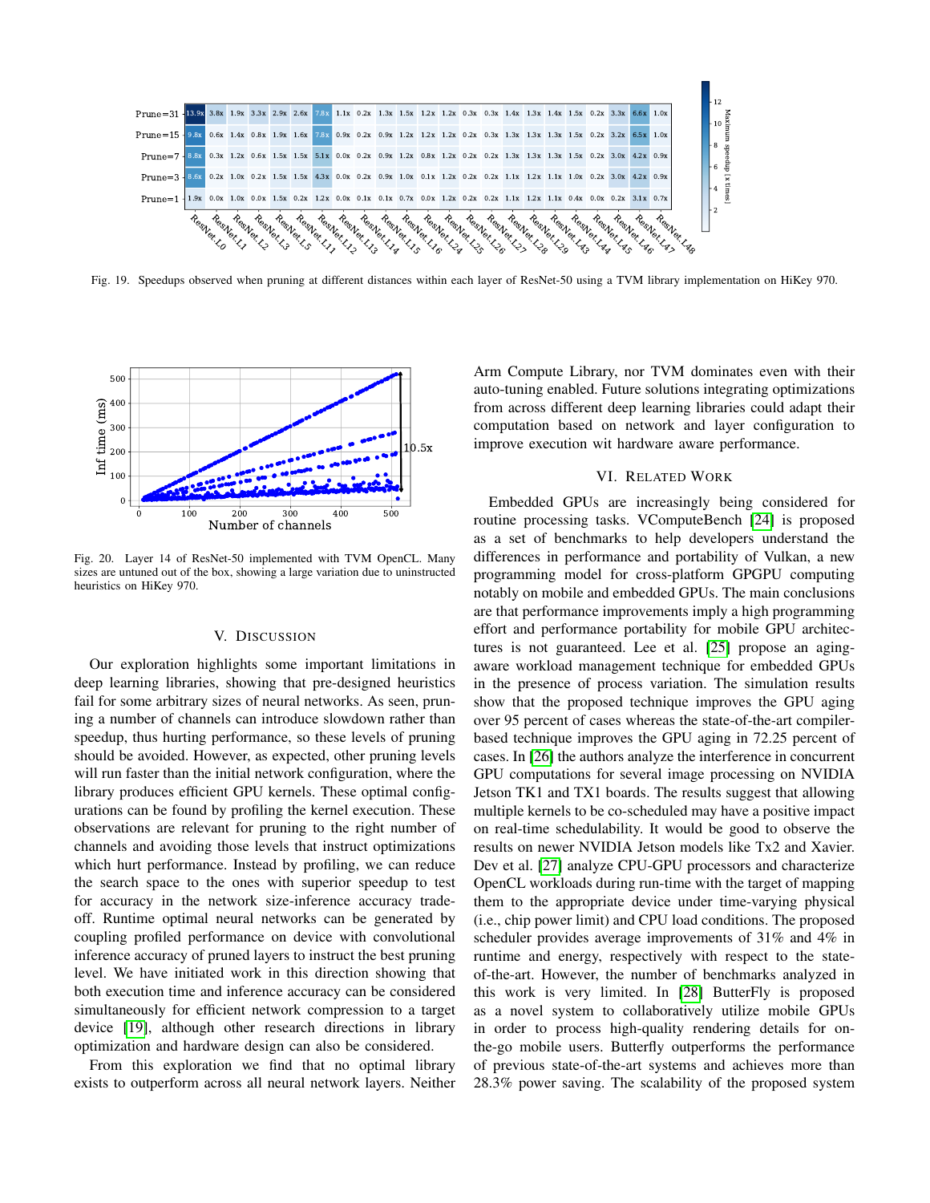Fig. 19. Speedups observed when pruning at different distances within each layer of ResNet-50 using a TVM library implementation on HiKey 970.

Fig. 20. Layer 14 of ResNet-50 implemented with TVM OpenCL. Many sizes are untuned out of the box, showing a large variation due to uninstructed heuristics on HiKey 970.

## V. Discussion

Our exploration highlights some important limitations in deep learning libraries, showing that pre-designed heuristics fail for some arbitrary sizes of neural networks. As seen, pruning a number of channels can introduce slowdown rather than speedup, thus hurting performance, so these levels of pruning should be avoided. However, as expected, other pruning levels will run faster than the initial network configuration, where the library produces efficient GPU kernels. These optimal configurations can be found by profiling the kernel execution. These observations are relevant for pruning to the right number of channels and avoiding those levels that instruct optimizations which hurt performance. Instead by profiling, we can reduce the search space to the ones with superior speedup to test for accuracy in the network size-inference accuracy trade-off. Runtime optimal neural networks can be generated by coupling profiled performance on device with convolutional inference accuracy of pruned layers to instruct the best pruning level. We have initiated work in this direction showing that both execution time and inference accuracy can be considered simultaneously for efficient network compression to a target device [19], although other research directions in library optimization and hardware design can also be considered.

From this exploration we find that no optimal library exists to outperform across all neural network layers. Neither Arm Compute Library, nor TVM dominates even with their auto-tuning enabled. Future solutions integrating optimizations from across different deep learning libraries could adapt their computation based on network and layer configuration to improve execution wit hardware aware performance.

## VI. Related Work

Embedded GPUs are increasingly being considered for routine processing tasks. VComputeBench [24] is proposed as a set of benchmarks to help developers understand the differences in performance and portability of Vulkan, a new programming model for cross-platform GPGPU computing notably on mobile and embedded GPUs. The main conclusions are that performance improvements imply a high programming effort and performance portability for mobile GPU architectures is not guaranteed. Lee et al. [25] propose an aging-aware workload management technique for embedded GPUs in the presence of process variation. The simulation results show that the proposed technique improves the GPU aging over 95 percent of cases whereas the state-of-the-art compiler-based technique improves the GPU aging in 72.25 percent of cases. In [26] the authors analyze the interference in concurrent GPU computations for several image processing on NVIDIA Jetson TK1 and TX1 boards. The results suggest that allowing multiple kernels to be co-scheduled may have a positive impact on real-time schedulability. It would be good to observe the results on newer NVIDIA Jetson models like Tx2 and Xavier. Dev et al. [27] analyze CPU-GPU processors and characterize OpenCL workloads during run-time with the target of mapping them to the appropriate device under time-varying physical (i.e., chip power limit) and CPU load conditions. The proposed scheduler provides average improvements of 31% and 4% in runtime and energy, respectively with respect to the state-of-the-art. However, the number of benchmarks analyzed in this work is very limited. In [28] ButterFly is proposed as a novel system to collaboratively utilize mobile GPUs in order to process high-quality rendering details for on-the-go mobile users. Butterfly outperforms the performance of previous state-of-the-art systems and achieves more than 28.3% power saving. The scalability of the proposed system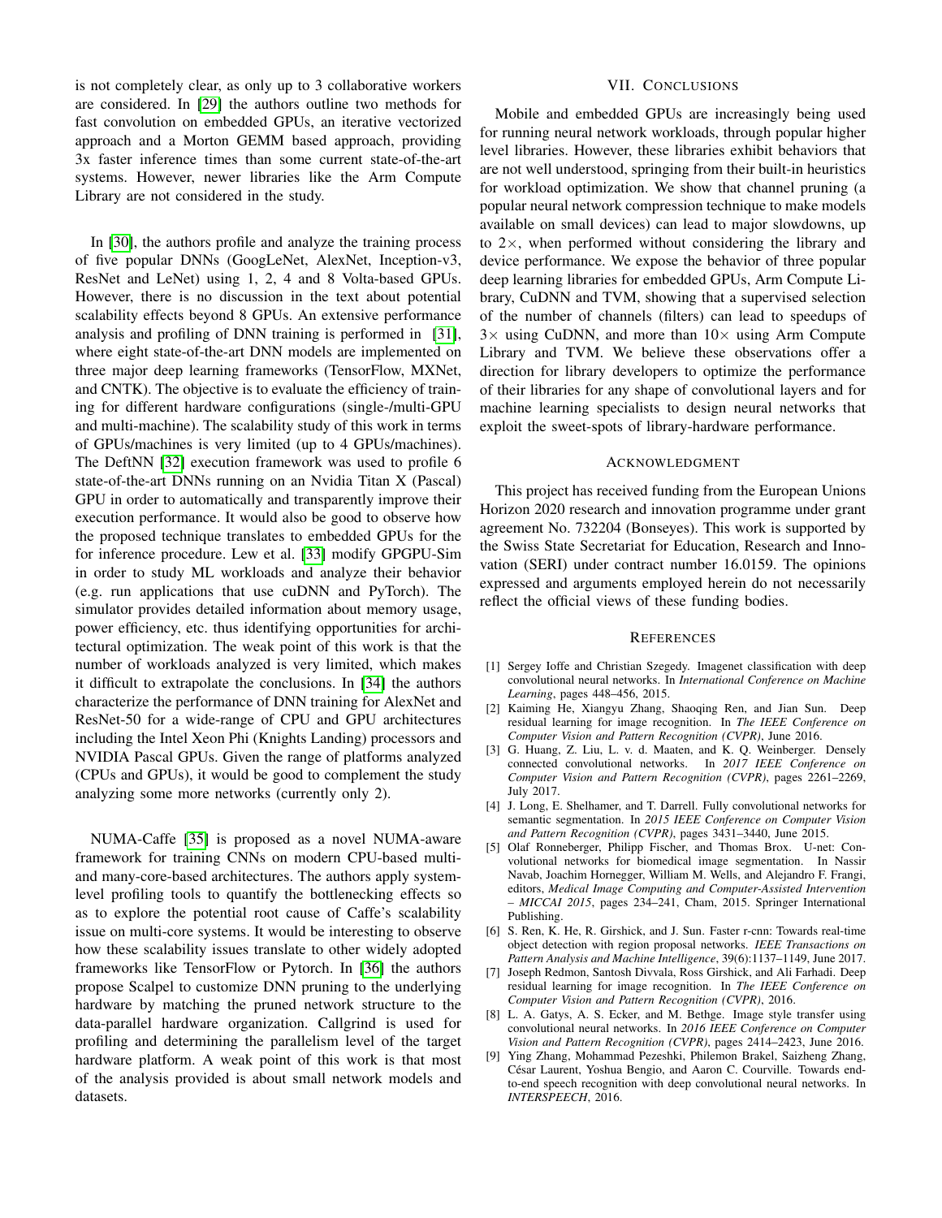is not completely clear, as only up to 3 collaborative workers are considered. In [29] the authors outline two methods for fast convolution on embedded GPUs, an iterative vectorized approach and a Morton GEMM based approach, providing 3x faster inference times than some current state-of-the-art systems. However, newer libraries like the Arm Compute Library are not considered in the study.

In [30], the authors profile and analyze the training process of five popular DNNs (GoogLeNet, AlexNet, Inception-v3, ResNet and LeNet) using 1, 2, 4 and 8 Volta-based GPUs. However, there is no discussion in the text about potential scalability effects beyond 8 GPUs. An extensive performance analysis and profiling of DNN training is performed in [31], where eight state-of-the-art DNN models are implemented on three major deep learning frameworks (TensorFlow, MXNet, and CNTK). The objective is to evaluate the efficiency of training for different hardware configurations (single-/multi-GPU and multi-machine). The scalability study of this work in terms of GPUs/machines is very limited (up to 4 GPUs/machines). The DeftNN [32] execution framework was used to profile 6 state-of-the-art DNNs running on an Nvidia Titan X (Pascal) GPU in order to automatically and transparently improve their execution performance. It would also be good to observe how the proposed technique translates to embedded GPUs for the for inference procedure. Lew et al. [33] modify GPGPU-Sim in order to study ML workloads and analyze their behavior (e.g. run applications that use cuDNN and PyTorch). The simulator provides detailed information about memory usage, power efficiency, etc. thus identifying opportunities for architectural optimization. The weak point of this work is that the number of workloads analyzed is very limited, which makes it difficult to extrapolate the conclusions. In [34] the authors characterize the performance of DNN training for AlexNet and ResNet-50 for a wide-range of CPU and GPU architectures including the Intel Xeon Phi (Knights Landing) processors and NVIDIA Pascal GPUs. Given the range of platforms analyzed (CPUs and GPUs), it would be good to complement the study analyzing some more networks (currently only 2).

NUMA-Caffe [35] is proposed as a novel NUMA-aware framework for training CNNs on modern CPU-based multi- and many-core-based architectures. The authors apply system-level profiling tools to quantify the bottlenecking effects so as to explore the potential root cause of Caffe's scalability issue on multi-core systems. It would be interesting to observe how these scalability issues translate to other widely adopted frameworks like TensorFlow or Pytorch. In [36] the authors propose Scalpel to customize DNN pruning to the underlying hardware by matching the pruned network structure to the data-parallel hardware organization. Callgrind is used for profiling and determining the parallelism level of the target hardware platform. A weak point of this work is that most of the analysis provided is about small network models and datasets.

## VII. Conclusions

Mobile and embedded GPUs are increasingly being used for running neural network workloads, through popular higher level libraries. However, these libraries exhibit behaviors that are not well understood, springing from their built-in heuristics for workload optimization. We show that channel pruning (a popular neural network compression technique to make models available on small devices) can lead to major slowdowns, up to $2\times$, when performed without considering the library and device performance. We expose the behavior of three popular deep learning libraries for embedded GPUs, Arm Compute Library, CuDNN and TVM, showing that a supervised selection of the number of channels (filters) can lead to speedups of $3\times$ using CuDNN, and more than $10\times$ using Arm Compute Library and TVM. We believe these observations offer a direction for library developers to optimize the performance of their libraries for any shape of convolutional layers and for machine learning specialists to design neural networks that exploit the sweet-spots of library-hardware performance.

## Acknowledgment

This project has received funding from the European Unions Horizon 2020 research and innovation programme under grant agreement No. 732204 (Bonseyes). This work is supported by the Swiss State Secretariat for Education, Research and Innovation (SERI) under contract number 16.0159. The opinions expressed and arguments employed herein do not necessarily reflect the official views of these funding bodies.

## References

[1] Sergey Ioffe and Christian Szegedy. Imagenet classification with deep convolutional neural networks. In *International Conference on Machine Learning*, pages 448–456, 2015.

[2] Kaiming He, Xiangyu Zhang, Shaoqing Ren, and Jian Sun. Deep residual learning for image recognition. In *The IEEE Conference on Computer Vision and Pattern Recognition (CVPR)*, June 2016.

[3] G. Huang, Z. Liu, L. v. d. Maaten, and K. Q. Weinberger. Densely connected convolutional networks. In *2017 IEEE Conference on Computer Vision and Pattern Recognition (CVPR)*, pages 2261–2269, July 2017.

[4] J. Long, E. Shelhamer, and T. Darrell. Fully convolutional networks for semantic segmentation. In *2015 IEEE Conference on Computer Vision and Pattern Recognition (CVPR)*, pages 3431–3440, June 2015.

[5] Olaf Ronneberger, Philipp Fischer, and Thomas Brox. U-net: Convolutional networks for biomedical image segmentation. In Nassir Navab, Joachim Hornegger, William M. Wells, and Alejandro F. Frangi, editors, *Medical Image Computing and Computer-Assisted Intervention – MICCAI 2015*, pages 234–241, Cham, 2015. Springer International Publishing.

[6] S. Ren, K. He, R. Girshick, and J. Sun. Faster r-cnn: Towards real-time object detection with region proposal networks. *IEEE Transactions on Pattern Analysis and Machine Intelligence*, 39(6):1137–1149, June 2017.

[7] Joseph Redmon, Santosh Divvala, Ross Girshick, and Ali Farhadi. Deep residual learning for image recognition. In *The IEEE Conference on Computer Vision and Pattern Recognition (CVPR)*, 2016.

[8] L. A. Gatys, A. S. Ecker, and M. Bethge. Image style transfer using convolutional neural networks. In *2016 IEEE Conference on Computer Vision and Pattern Recognition (CVPR)*, pages 2414–2423, June 2016.

[9] Ying Zhang, Mohammad Pezeshki, Philemon Brakel, Saizheng Zhang, César Laurent, Yoshua Bengio, and Aaron C. Courville. Towards end-to-end speech recognition with deep convolutional neural networks. In *INTERSPEECH*, 2016.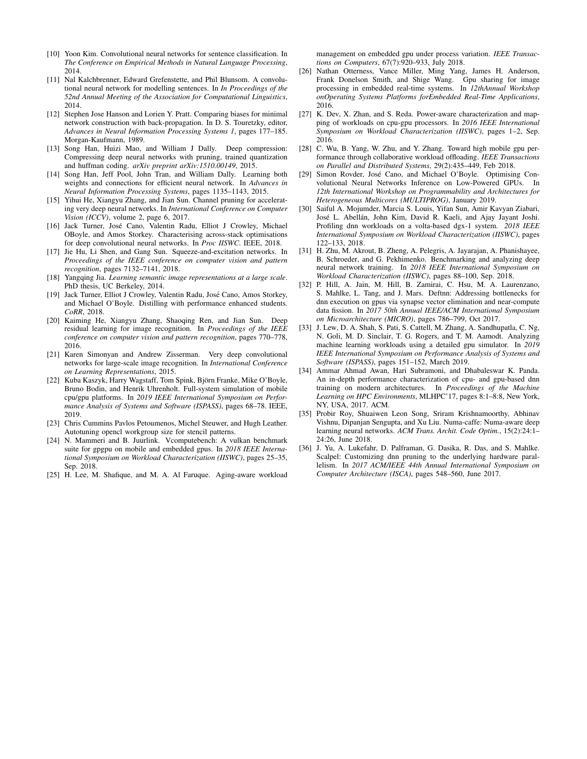[10] Yoon Kim. Convolutional neural networks for sentence classification. In *The Conference on Empirical Methods in Natural Language Processing*, 2014.

[11] Nal Kalchbrenner, Edward Grefenstette, and Phil Blunsom. A convolutional neural network for modelling sentences. In *In Proceedings of the 52nd Annual Meeting of the Association for Computational Linguistics*, 2014.

[12] Stephen Jose Hanson and Lorien Y. Pratt. Comparing biases for minimal network construction with back-propagation. In D. S. Touretzky, editor, *Advances in Neural Information Processing Systems 1*, pages 177–185. Morgan-Kaufmann, 1989.

[13] Song Han, Huizi Mao, and William J Dally. Deep compression: Compressing deep neural networks with pruning, trained quantization and huffman coding. *arXiv preprint arXiv:1510.00149*, 2015.

[14] Song Han, Jeff Pool, John Tran, and William Dally. Learning both weights and connections for efficient neural network. In *Advances in Neural Information Processing Systems*, pages 1135–1143, 2015.

[15] Yihui He, Xiangyu Zhang, and Jian Sun. Channel pruning for accelerating very deep neural networks. In *International Conference on Computer Vision (ICCV)*, volume 2, page 6, 2017.

[16] Jack Turner, José Cano, Valentin Radu, Elliot J Crowley, Michael OBoyle, and Amos Storkey. Characterising across-stack optimisations for deep convolutional neural networks. In *Proc IISWC*. IEEE, 2018.

[17] Jie Hu, Li Shen, and Gang Sun. Squeeze-and-excitation networks. In *Proceedings of the IEEE conference on computer vision and pattern recognition*, pages 7132–7141, 2018.

[18] Yangqing Jia. *Learning semantic image representations at a large scale*. PhD thesis, UC Berkeley, 2014.

[19] Jack Turner, Elliot J Crowley, Valentin Radu, José Cano, Amos Storkey, and Michael O'Boyle. Distilling with performance enhanced students. *CoRR*, 2018.

[20] Kaiming He, Xiangyu Zhang, Shaoqing Ren, and Jian Sun. Deep residual learning for image recognition. In *Proceedings of the IEEE conference on computer vision and pattern recognition*, pages 770–778, 2016.

[21] Karen Simonyan and Andrew Zisserman. Very deep convolutional networks for large-scale image recognition. In *International Conference on Learning Representations*, 2015.

[22] Kuba Kaszyk, Harry Wagstaff, Tom Spink, Björn Franke, Mike O'Boyle, Bruno Bodin, and Henrik Uhrenholt. Full-system simulation of mobile cpu/gpu platforms. In *2019 IEEE International Symposium on Performance Analysis of Systems and Software (ISPASS)*, pages 68–78. IEEE, 2019.

[23] Chris Cummins Pavlos Petoumenos, Michel Steuwer, and Hugh Leather. Autotuning opencl workgroup size for stencil patterns.

[24] N. Mammeri and B. Juurlink. Vcomputebench: A vulkan benchmark suite for gpgpu on mobile and embedded gpus. In *2018 IEEE International Symposium on Workload Characterization (IISWC)*, pages 25–35, Sep. 2018.

[25] H. Lee, M. Shafique, and M. A. Al Faruque. Aging-aware workload management on embedded gpu under process variation. *IEEE Transactions on Computers*, 67(7):920–933, July 2018.

[26] Nathan Otterness, Vance Miller, Ming Yang, James H. Anderson, Frank Donelson Smith, and Shige Wang. Gpu sharing for image processing in embedded real-time systems. In *12thAnnual Workshop onOperating Systems Platforms forEmbedded Real-Time Applications*, 2016.

[27] K. Dev, X. Zhan, and S. Reda. Power-aware characterization and mapping of workloads on cpu-gpu processors. In *2016 IEEE International Symposium on Workload Characterization (IISWC)*, pages 1–2, Sep. 2016.

[28] C. Wu, B. Yang, W. Zhu, and Y. Zhang. Toward high mobile gpu performance through collaborative workload offloading. *IEEE Transactions on Parallel and Distributed Systems*, 29(2):435–449, Feb 2018.

[29] Simon Rovder, José Cano, and Michael O'Boyle. Optimising Convolutional Neural Networks Inference on Low-Powered GPUs. In *12th International Workshop on Programmability and Architectures for Heterogeneous Multicores (MULTIPROG)*, January 2019.

[30] Saiful A. Mojumder, Marcia S. Louis, Yifan Sun, Amir Kavyan Ziabari, José L. Abellán, John Kim, David R. Kaeli, and Ajay Jayant Joshi. Profiling dnn workloads on a volta-based dgx-1 system. *2018 IEEE International Symposium on Workload Characterization (IISWC)*, pages 122–133, 2018.

[31] H. Zhu, M. Akrout, B. Zheng, A. Pelegris, A. Jayarajan, A. Phanishayee, B. Schroeder, and G. Pekhimenko. Benchmarking and analyzing deep neural network training. In *2018 IEEE International Symposium on Workload Characterization (IISWC)*, pages 88–100, Sep. 2018.

[32] P. Hill, A. Jain, M. Hill, B. Zamirai, C. Hsu, M. A. Laurenzano, S. Mahlke, L. Tang, and J. Mars. Deftnn: Addressing bottlenecks for dnn execution on gpus via synapse vector elimination and near-compute data fission. In *2017 50th Annual IEEE/ACM International Symposium on Microarchitecture (MICRO)*, pages 786–799, Oct 2017.

[33] J. Lew, D. A. Shah, S. Pati, S. Cattell, M. Zhang, A. Sandhupatla, C. Ng, N. Goli, M. D. Sinclair, T. G. Rogers, and T. M. Aamodt. Analyzing machine learning workloads using a detailed gpu simulator. In *2019 IEEE International Symposium on Performance Analysis of Systems and Software (ISPASS)*, pages 151–152, March 2019.

[34] Ammar Ahmad Awan, Hari Subramoni, and Dhabaleswar K. Panda. An in-depth performance characterization of cpu- and gpu-based dnn training on modern architectures. In *Proceedings of the Machine Learning on HPC Environments*, MLHPC'17, pages 8:1–8:8, New York, NY, USA, 2017. ACM.

[35] Probir Roy, Shuaiwen Leon Song, Sriram Krishnamoorthy, Abhinav Vishnu, Dipanjan Sengupta, and Xu Liu. Numa-caffe: Numa-aware deep learning neural networks. *ACM Trans. Archit. Code Optim.*, 15(2):24:1–24:26, June 2018.

[36] J. Yu, A. Lukefahr, D. Palframan, G. Dasika, R. Das, and S. Mahlke. Scalpel: Customizing dnn pruning to the underlying hardware parallelism. In *2017 ACM/IEEE 44th Annual International Symposium on Computer Architecture (ISCA)*, pages 548–560, June 2017.